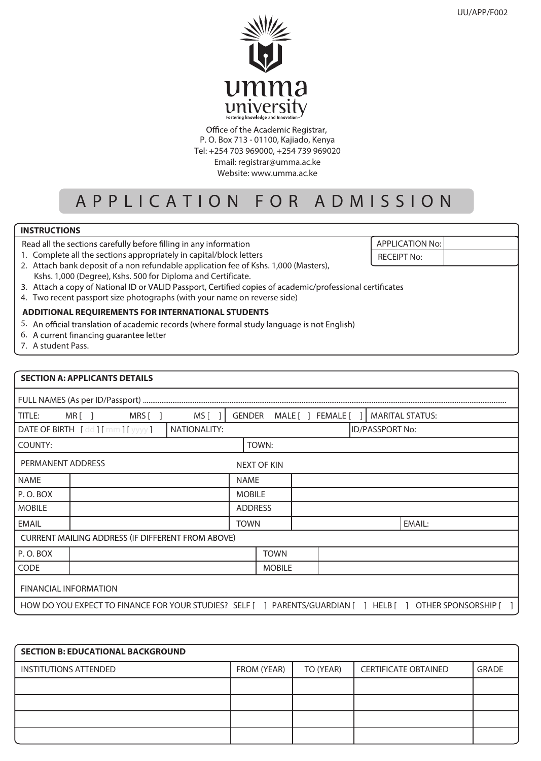UU/APP/F002

umma university

Fostering knowledge and Innovation

Office of the Academic Registrar,
P. O. Box 713 - 01100, Kajiado, Kenya
Tel: +254 703 969000, +254 739 969020
Email: registrar@umma.ac.ke
Website: www.umma.ac.ke

# APPLICATION FOR ADMISSION

## INSTRUCTIONS

| APPLICATION No: | |
|---|---|
| RECEIPT No: | |

Read all the sections carefully before filling in any information

1. Complete all the sections appropriately in capital/block letters
2. Attach bank deposit of a non refundable application fee of Kshs. 1,000 (Masters), Kshs. 1,000 (Degree), Kshs. 500 for Diploma and Certificate.
3. Attach a copy of National ID or VALID Passport, Certified copies of academic/professional certificates
4. Two recent passport size photographs (with your name on reverse side)

**ADDITIONAL REQUIREMENTS FOR INTERNATIONAL STUDENTS**

5. An official translation of academic records (where formal study language is not English)
6. A current financing guarantee letter
7. A student Pass.

## SECTION A: APPLICANTS DETAILS

FULL NAMES (As per ID/Passport) ..........................................................................................................

TITLE: MR [ ] MRS [ ] MS [ ] | GENDER MALE [ ] FEMALE [ ] | MARITAL STATUS:

DATE OF BIRTH [dd] [mm] [yyyy] | NATIONALITY: | ID/PASSPORT No:

COUNTY: | TOWN:

| PERMANENT ADDRESS | | NEXT OF KIN | | |
|---|---|---|---|---|
| NAME | | NAME | | |
| P. O. BOX | | MOBILE | | |
| MOBILE | | ADDRESS | | |
| EMAIL | | TOWN | | EMAIL: |

CURRENT MAILING ADDRESS (IF DIFFERENT FROM ABOVE)

| P. O. BOX | | TOWN | |
|---|---|---|---|
| CODE | | MOBILE | |

FINANCIAL INFORMATION

HOW DO YOU EXPECT TO FINANCE FOR YOUR STUDIES? SELF [ ] PARENTS/GUARDIAN [ ] HELB [ ] OTHER SPONSORSHIP [ ]

## SECTION B: EDUCATIONAL BACKGROUND

| INSTITUTIONS ATTENDED | FROM (YEAR) | TO (YEAR) | CERTIFICATE OBTAINED | GRADE |
|---|---|---|---|---|
| | | | | |
| | | | | |
| | | | | |
| | | | | |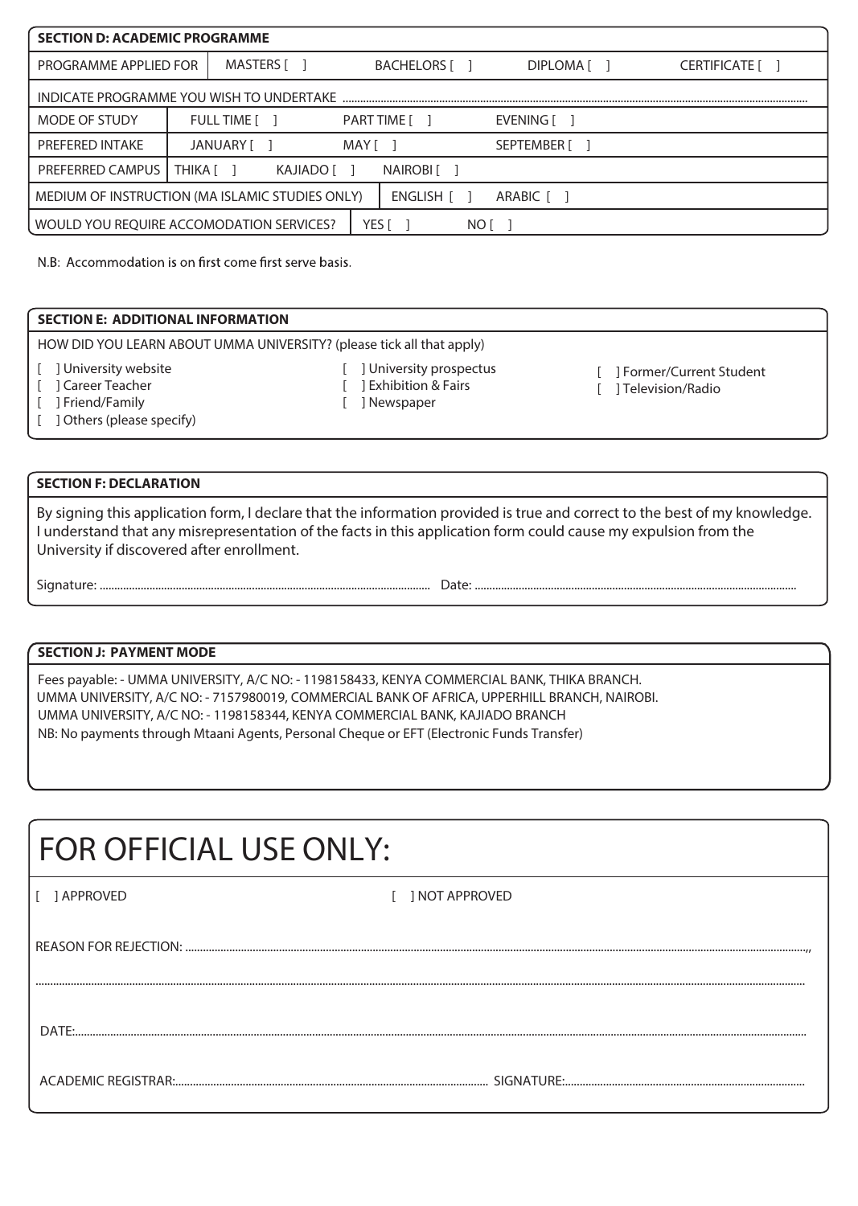## SECTION D: ACADEMIC PROGRAMME

| | | | | |
|---|---|---|---|---|
| PROGRAMME APPLIED FOR | MASTERS [ ] | BACHELORS [ ] | DIPLOMA [ ] | CERTIFICATE [ ] |
| INDICATE PROGRAMME YOU WISH TO UNDERTAKE .......... | | | | |
| MODE OF STUDY | FULL TIME [ ] | PART TIME [ ] | EVENING [ ] | |
| PREFERED INTAKE | JANUARY [ ] | MAY [ ] | SEPTEMBER [ ] | |
| PREFERRED CAMPUS | THIKA [ ] | KAJIADO [ ] | NAIROBI [ ] | |
| MEDIUM OF INSTRUCTION (MA ISLAMIC STUDIES ONLY) | | ENGLISH [ ] | ARABIC [ ] | |
| WOULD YOU REQUIRE ACCOMODATION SERVICES? | | YES [ ] | NO [ ] | |

N.B: Accommodation is on first come first serve basis.

## SECTION E: ADDITIONAL INFORMATION

HOW DID YOU LEARN ABOUT UMMA UNIVERSITY? (please tick all that apply)

[ ] University website
[ ] Career Teacher
[ ] Friend/Family
[ ] Others (please specify)
[ ] University prospectus
[ ] Exhibition & Fairs
[ ] Newspaper
[ ] Former/Current Student
[ ] Television/Radio

## SECTION F: DECLARATION

By signing this application form, I declare that the information provided is true and correct to the best of my knowledge. I understand that any misrepresentation of the facts in this application form could cause my expulsion from the University if discovered after enrollment.

Signature: .......................................... Date: ..........................................

## SECTION J: PAYMENT MODE

Fees payable: - UMMA UNIVERSITY, A/C NO: - 1198158433, KENYA COMMERCIAL BANK, THIKA BRANCH.
UMMA UNIVERSITY, A/C NO: - 7157980019, COMMERCIAL BANK OF AFRICA, UPPERHILL BRANCH, NAIROBI.
UMMA UNIVERSITY, A/C NO: - 1198158344, KENYA COMMERCIAL BANK, KAJIADO BRANCH
NB: No payments through Mtaani Agents, Personal Cheque or EFT (Electronic Funds Transfer)

# FOR OFFICIAL USE ONLY:

[ ] APPROVED [ ] NOT APPROVED

REASON FOR REJECTION: ..........................................................................................

..........................................................................................

DATE:..........................................................................................

ACADEMIC REGISTRAR:.......................................... SIGNATURE:..........................................